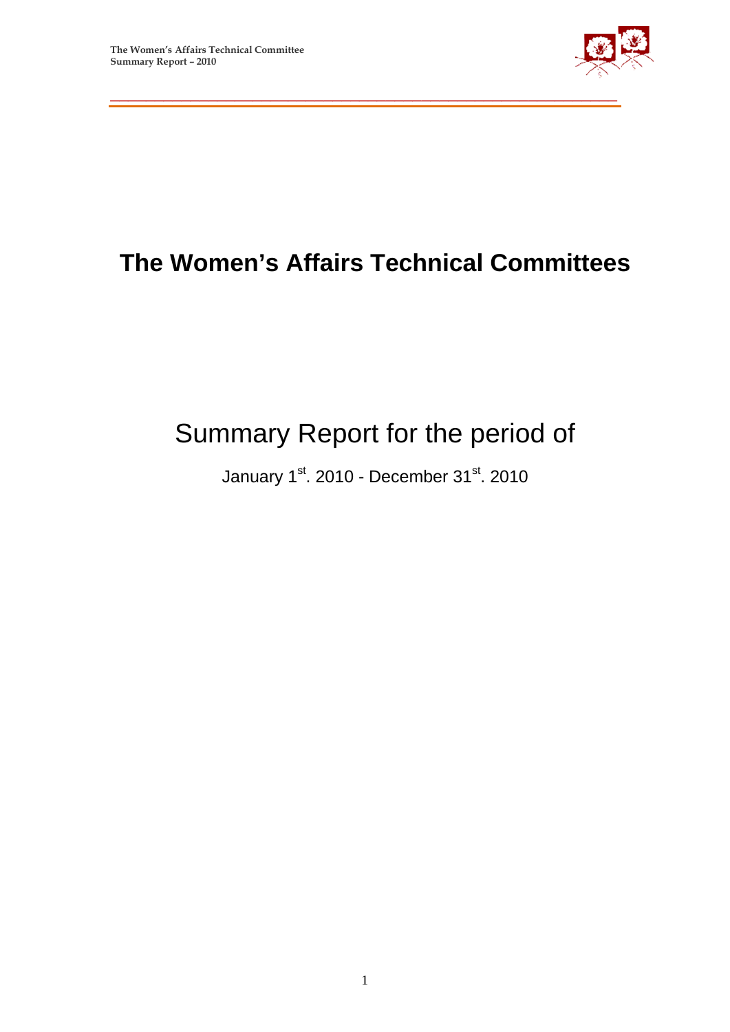# The Women's Affairs Technical Committees

Summary Report for the period of

January 1st. 2010 - December 31st. 2010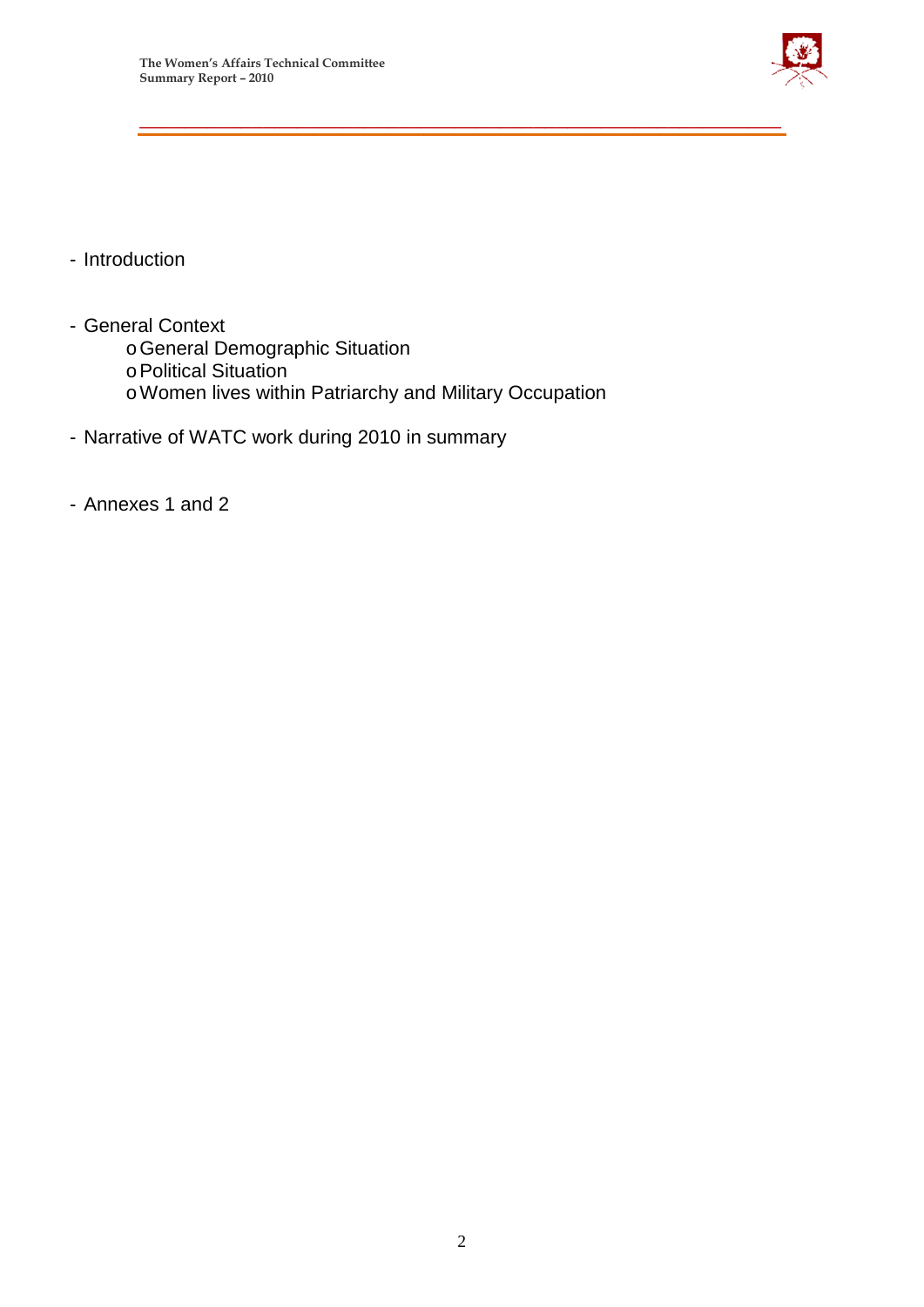- Introduction

- General Context
  - General Demographic Situation
  - Political Situation
  - Women lives within Patriarchy and Military Occupation

- Narrative of WATC work during 2010 in summary

- Annexes 1 and 2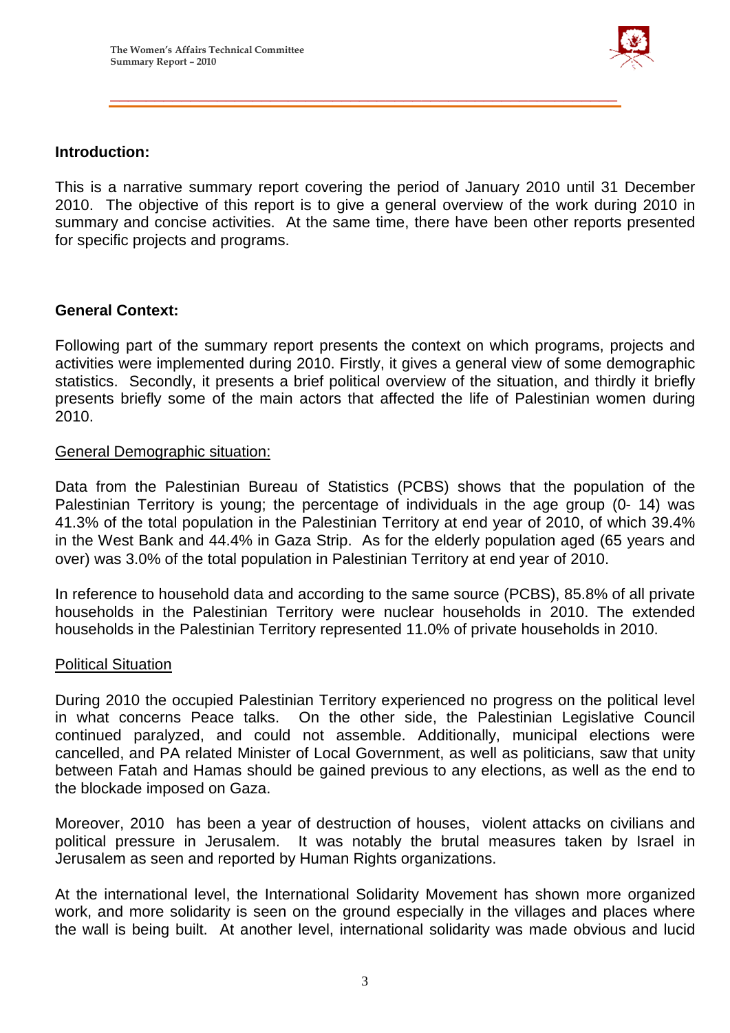## Introduction:

This is a narrative summary report covering the period of January 2010 until 31 December 2010. The objective of this report is to give a general overview of the work during 2010 in summary and concise activities. At the same time, there have been other reports presented for specific projects and programs.

## General Context:

Following part of the summary report presents the context on which programs, projects and activities were implemented during 2010. Firstly, it gives a general view of some demographic statistics. Secondly, it presents a brief political overview of the situation, and thirdly it briefly presents briefly some of the main actors that affected the life of Palestinian women during 2010.

### General Demographic situation:

Data from the Palestinian Bureau of Statistics (PCBS) shows that the population of the Palestinian Territory is young; the percentage of individuals in the age group (0- 14) was 41.3% of the total population in the Palestinian Territory at end year of 2010, of which 39.4% in the West Bank and 44.4% in Gaza Strip. As for the elderly population aged (65 years and over) was 3.0% of the total population in Palestinian Territory at end year of 2010.

In reference to household data and according to the same source (PCBS), 85.8% of all private households in the Palestinian Territory were nuclear households in 2010. The extended households in the Palestinian Territory represented 11.0% of private households in 2010.

### Political Situation

During 2010 the occupied Palestinian Territory experienced no progress on the political level in what concerns Peace talks. On the other side, the Palestinian Legislative Council continued paralyzed, and could not assemble. Additionally, municipal elections were cancelled, and PA related Minister of Local Government, as well as politicians, saw that unity between Fatah and Hamas should be gained previous to any elections, as well as the end to the blockade imposed on Gaza.

Moreover, 2010 has been a year of destruction of houses, violent attacks on civilians and political pressure in Jerusalem. It was notably the brutal measures taken by Israel in Jerusalem as seen and reported by Human Rights organizations.

At the international level, the International Solidarity Movement has shown more organized work, and more solidarity is seen on the ground especially in the villages and places where the wall is being built. At another level, international solidarity was made obvious and lucid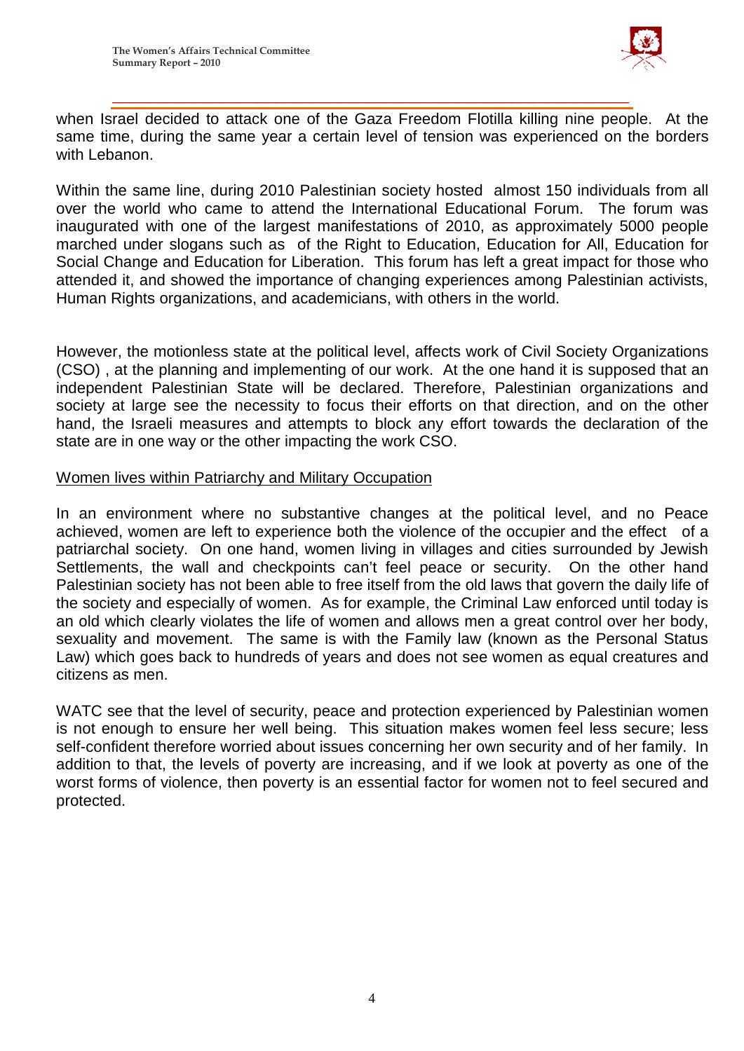when Israel decided to attack one of the Gaza Freedom Flotilla killing nine people. At the same time, during the same year a certain level of tension was experienced on the borders with Lebanon.

Within the same line, during 2010 Palestinian society hosted almost 150 individuals from all over the world who came to attend the International Educational Forum. The forum was inaugurated with one of the largest manifestations of 2010, as approximately 5000 people marched under slogans such as of the Right to Education, Education for All, Education for Social Change and Education for Liberation. This forum has left a great impact for those who attended it, and showed the importance of changing experiences among Palestinian activists, Human Rights organizations, and academicians, with others in the world.

However, the motionless state at the political level, affects work of Civil Society Organizations (CSO) , at the planning and implementing of our work. At the one hand it is supposed that an independent Palestinian State will be declared. Therefore, Palestinian organizations and society at large see the necessity to focus their efforts on that direction, and on the other hand, the Israeli measures and attempts to block any effort towards the declaration of the state are in one way or the other impacting the work CSO.

## Women lives within Patriarchy and Military Occupation

In an environment where no substantive changes at the political level, and no Peace achieved, women are left to experience both the violence of the occupier and the effect of a patriarchal society. On one hand, women living in villages and cities surrounded by Jewish Settlements, the wall and checkpoints can't feel peace or security. On the other hand Palestinian society has not been able to free itself from the old laws that govern the daily life of the society and especially of women. As for example, the Criminal Law enforced until today is an old which clearly violates the life of women and allows men a great control over her body, sexuality and movement. The same is with the Family law (known as the Personal Status Law) which goes back to hundreds of years and does not see women as equal creatures and citizens as men.

WATC see that the level of security, peace and protection experienced by Palestinian women is not enough to ensure her well being. This situation makes women feel less secure; less self-confident therefore worried about issues concerning her own security and of her family. In addition to that, the levels of poverty are increasing, and if we look at poverty as one of the worst forms of violence, then poverty is an essential factor for women not to feel secured and protected.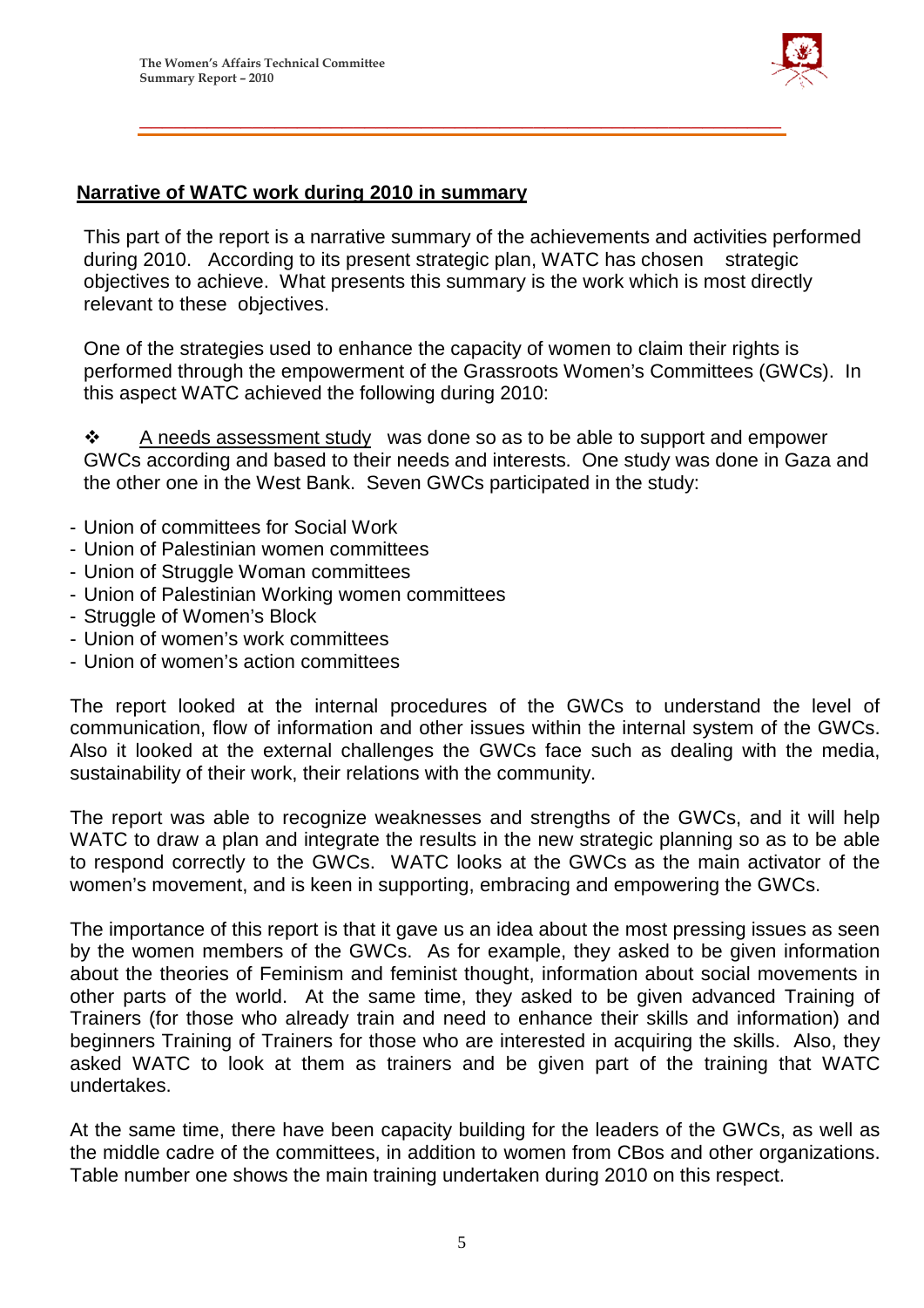## Narrative of WATC work during 2010 in summary

This part of the report is a narrative summary of the achievements and activities performed during 2010. According to its present strategic plan, WATC has chosen strategic objectives to achieve. What presents this summary is the work which is most directly relevant to these objectives.

One of the strategies used to enhance the capacity of women to claim their rights is performed through the empowerment of the Grassroots Women's Committees (GWCs). In this aspect WATC achieved the following during 2010:

❖ A needs assessment study was done so as to be able to support and empower GWCs according and based to their needs and interests. One study was done in Gaza and the other one in the West Bank. Seven GWCs participated in the study:

- Union of committees for Social Work
- Union of Palestinian women committees
- Union of Struggle Woman committees
- Union of Palestinian Working women committees
- Struggle of Women's Block
- Union of women's work committees
- Union of women's action committees

The report looked at the internal procedures of the GWCs to understand the level of communication, flow of information and other issues within the internal system of the GWCs. Also it looked at the external challenges the GWCs face such as dealing with the media, sustainability of their work, their relations with the community.

The report was able to recognize weaknesses and strengths of the GWCs, and it will help WATC to draw a plan and integrate the results in the new strategic planning so as to be able to respond correctly to the GWCs. WATC looks at the GWCs as the main activator of the women's movement, and is keen in supporting, embracing and empowering the GWCs.

The importance of this report is that it gave us an idea about the most pressing issues as seen by the women members of the GWCs. As for example, they asked to be given information about the theories of Feminism and feminist thought, information about social movements in other parts of the world. At the same time, they asked to be given advanced Training of Trainers (for those who already train and need to enhance their skills and information) and beginners Training of Trainers for those who are interested in acquiring the skills. Also, they asked WATC to look at them as trainers and be given part of the training that WATC undertakes.

At the same time, there have been capacity building for the leaders of the GWCs, as well as the middle cadre of the committees, in addition to women from CBos and other organizations. Table number one shows the main training undertaken during 2010 on this respect.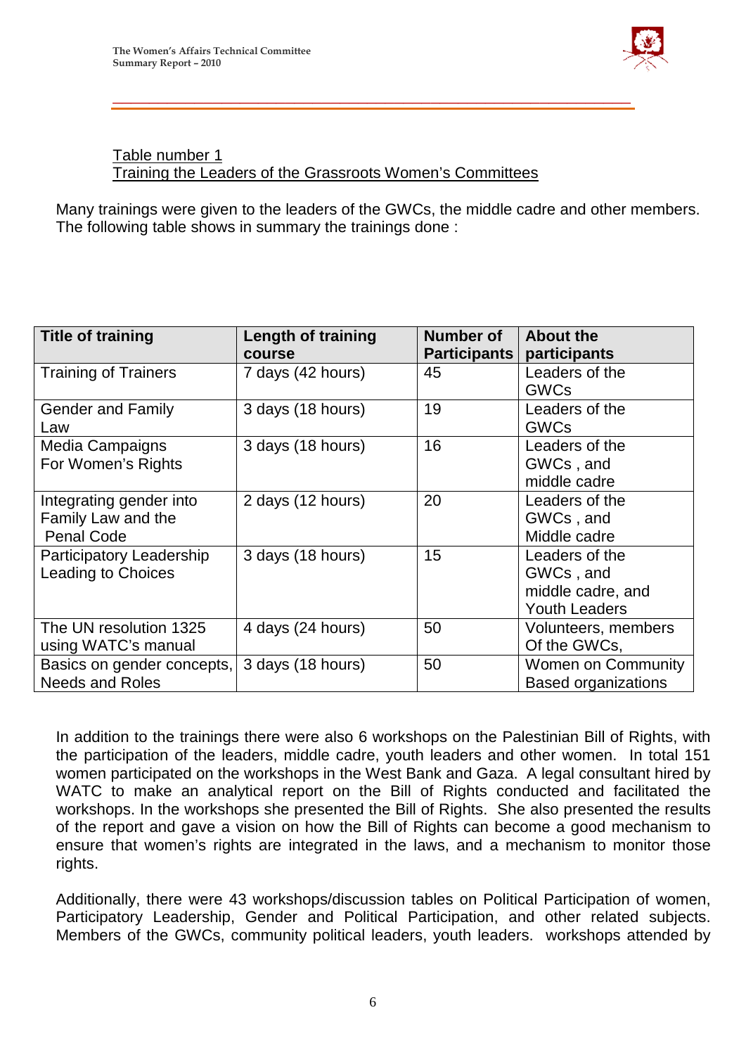Table number 1
Training the Leaders of the Grassroots Women's Committees

Many trainings were given to the leaders of the GWCs, the middle cadre and other members. The following table shows in summary the trainings done :

| Title of training | Length of training course | Number of Participants | About the participants |
|---|---|---|---|
| Training of Trainers | 7 days (42 hours) | 45 | Leaders of the GWCs |
| Gender and Family Law | 3 days (18 hours) | 19 | Leaders of the GWCs |
| Media Campaigns For Women's Rights | 3 days (18 hours) | 16 | Leaders of the GWCs , and middle cadre |
| Integrating gender into Family Law and the Penal Code | 2 days (12 hours) | 20 | Leaders of the GWCs , and Middle cadre |
| Participatory Leadership Leading to Choices | 3 days (18 hours) | 15 | Leaders of the GWCs , and middle cadre, and Youth Leaders |
| The UN resolution 1325 using WATC's manual | 4 days (24 hours) | 50 | Volunteers, members Of the GWCs, |
| Basics on gender concepts, Needs and Roles | 3 days (18 hours) | 50 | Women on Community Based organizations |

In addition to the trainings there were also 6 workshops on the Palestinian Bill of Rights, with the participation of the leaders, middle cadre, youth leaders and other women. In total 151 women participated on the workshops in the West Bank and Gaza. A legal consultant hired by WATC to make an analytical report on the Bill of Rights conducted and facilitated the workshops. In the workshops she presented the Bill of Rights. She also presented the results of the report and gave a vision on how the Bill of Rights can become a good mechanism to ensure that women's rights are integrated in the laws, and a mechanism to monitor those rights.

Additionally, there were 43 workshops/discussion tables on Political Participation of women, Participatory Leadership, Gender and Political Participation, and other related subjects. Members of the GWCs, community political leaders, youth leaders. workshops attended by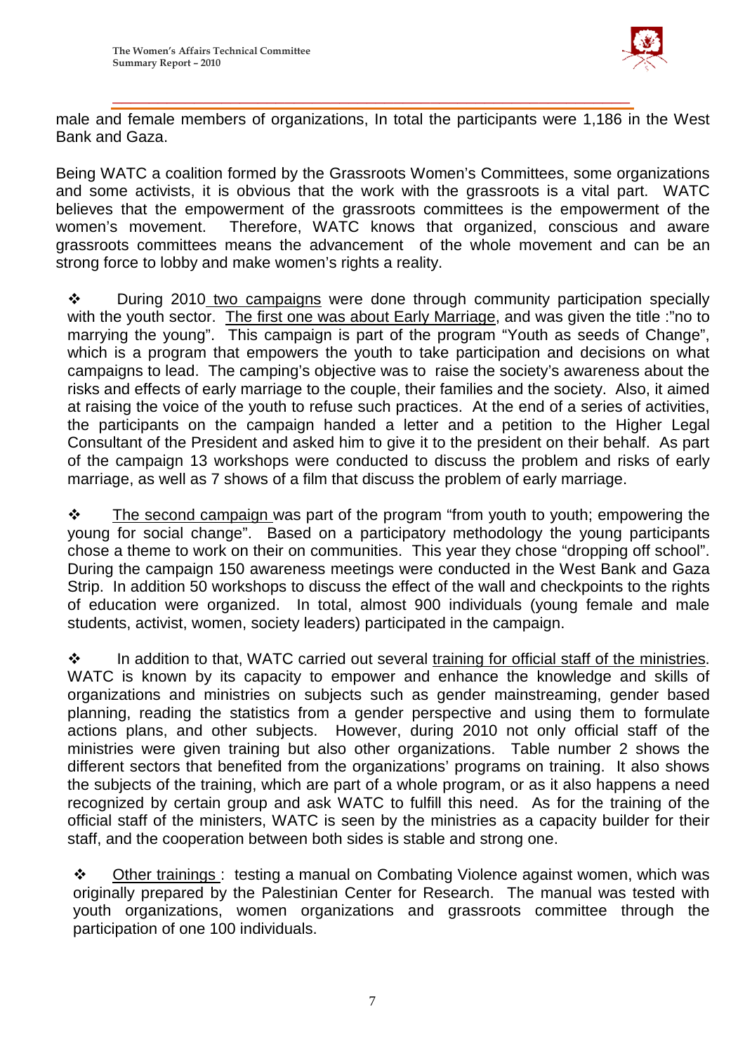male and female members of organizations, In total the participants were 1,186 in the West Bank and Gaza.

Being WATC a coalition formed by the Grassroots Women's Committees, some organizations and some activists, it is obvious that the work with the grassroots is a vital part. WATC believes that the empowerment of the grassroots committees is the empowerment of the women's movement. Therefore, WATC knows that organized, conscious and aware grassroots committees means the advancement of the whole movement and can be an strong force to lobby and make women's rights a reality.

- During 2010 <u>two campaigns</u> were done through community participation specially with the youth sector. <u>The first one was about Early Marriage</u>, and was given the title :"no to marrying the young". This campaign is part of the program "Youth as seeds of Change", which is a program that empowers the youth to take participation and decisions on what campaigns to lead. The camping's objective was to raise the society's awareness about the risks and effects of early marriage to the couple, their families and the society. Also, it aimed at raising the voice of the youth to refuse such practices. At the end of a series of activities, the participants on the campaign handed a letter and a petition to the Higher Legal Consultant of the President and asked him to give it to the president on their behalf. As part of the campaign 13 workshops were conducted to discuss the problem and risks of early marriage, as well as 7 shows of a film that discuss the problem of early marriage.

- <u>The second campaign</u> was part of the program "from youth to youth; empowering the young for social change". Based on a participatory methodology the young participants chose a theme to work on their on communities. This year they chose "dropping off school". During the campaign 150 awareness meetings were conducted in the West Bank and Gaza Strip. In addition 50 workshops to discuss the effect of the wall and checkpoints to the rights of education were organized. In total, almost 900 individuals (young female and male students, activist, women, society leaders) participated in the campaign.

- In addition to that, WATC carried out several <u>training for official staff of the ministries</u>. WATC is known by its capacity to empower and enhance the knowledge and skills of organizations and ministries on subjects such as gender mainstreaming, gender based planning, reading the statistics from a gender perspective and using them to formulate actions plans, and other subjects. However, during 2010 not only official staff of the ministries were given training but also other organizations. Table number 2 shows the different sectors that benefited from the organizations' programs on training. It also shows the subjects of the training, which are part of a whole program, or as it also happens a need recognized by certain group and ask WATC to fulfill this need. As for the training of the official staff of the ministers, WATC is seen by the ministries as a capacity builder for their staff, and the cooperation between both sides is stable and strong one.

- <u>Other trainings</u> : testing a manual on Combating Violence against women, which was originally prepared by the Palestinian Center for Research. The manual was tested with youth organizations, women organizations and grassroots committee through the participation of one 100 individuals.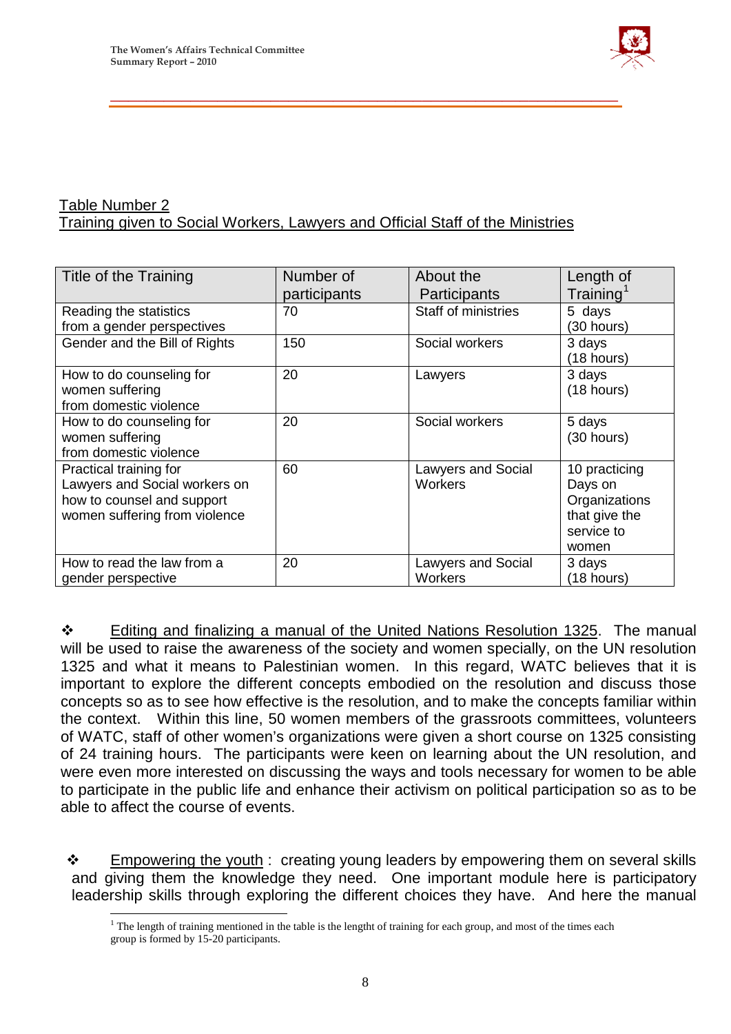Table Number 2

Training given to Social Workers, Lawyers and Official Staff of the Ministries

| Title of the Training | Number of participants | About the Participants | Length of Training[1] |
|---|---|---|---|
| Reading the statistics from a gender perspectives | 70 | Staff of ministries | 5 days (30 hours) |
| Gender and the Bill of Rights | 150 | Social workers | 3 days (18 hours) |
| How to do counseling for women suffering from domestic violence | 20 | Lawyers | 3 days (18 hours) |
| How to do counseling for women suffering from domestic violence | 20 | Social workers | 5 days (30 hours) |
| Practical training for Lawyers and Social workers on how to counsel and support women suffering from violence | 60 | Lawyers and Social Workers | 10 practicing Days on Organizations that give the service to women |
| How to read the law from a gender perspective | 20 | Lawyers and Social Workers | 3 days (18 hours) |

- Editing and finalizing a manual of the United Nations Resolution 1325. The manual will be used to raise the awareness of the society and women specially, on the UN resolution 1325 and what it means to Palestinian women. In this regard, WATC believes that it is important to explore the different concepts embodied on the resolution and discuss those concepts so as to see how effective is the resolution, and to make the concepts familiar within the context. Within this line, 50 women members of the grassroots committees, volunteers of WATC, staff of other women's organizations were given a short course on 1325 consisting of 24 training hours. The participants were keen on learning about the UN resolution, and were even more interested on discussing the ways and tools necessary for women to be able to participate in the public life and enhance their activism on political participation so as to be able to affect the course of events.

- Empowering the youth : creating young leaders by empowering them on several skills and giving them the knowledge they need. One important module here is participatory leadership skills through exploring the different choices they have. And here the manual

[1] The length of training mentioned in the table is the lengtht of training for each group, and most of the times each group is formed by 15-20 participants.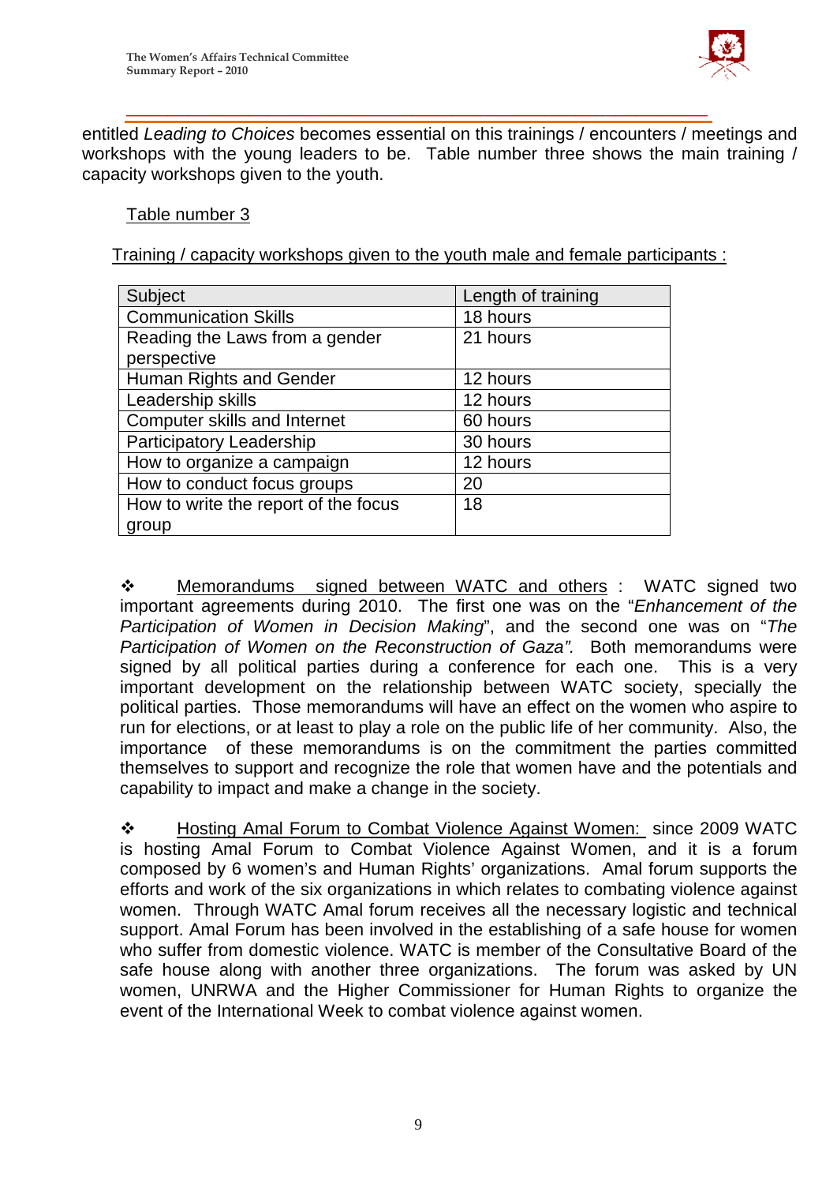entitled *Leading to Choices* becomes essential on this trainings / encounters / meetings and workshops with the young leaders to be. Table number three shows the main training / capacity workshops given to the youth.

Table number 3

Training / capacity workshops given to the youth male and female participants :

| Subject | Length of training |
|---|---|
| Communication Skills | 18 hours |
| Reading the Laws from a gender perspective | 21 hours |
| Human Rights and Gender | 12 hours |
| Leadership skills | 12 hours |
| Computer skills and Internet | 60 hours |
| Participatory Leadership | 30 hours |
| How to organize a campaign | 12 hours |
| How to conduct focus groups | 20 |
| How to write the report of the focus group | 18 |

- Memorandums signed between WATC and others : WATC signed two important agreements during 2010. The first one was on the "*Enhancement of the Participation of Women in Decision Making*", and the second one was on "*The Participation of Women on the Reconstruction of Gaza".* Both memorandums were signed by all political parties during a conference for each one. This is a very important development on the relationship between WATC society, specially the political parties. Those memorandums will have an effect on the women who aspire to run for elections, or at least to play a role on the public life of her community. Also, the importance of these memorandums is on the commitment the parties committed themselves to support and recognize the role that women have and the potentials and capability to impact and make a change in the society.

- Hosting Amal Forum to Combat Violence Against Women: since 2009 WATC is hosting Amal Forum to Combat Violence Against Women, and it is a forum composed by 6 women's and Human Rights' organizations. Amal forum supports the efforts and work of the six organizations in which relates to combating violence against women. Through WATC Amal forum receives all the necessary logistic and technical support. Amal Forum has been involved in the establishing of a safe house for women who suffer from domestic violence. WATC is member of the Consultative Board of the safe house along with another three organizations. The forum was asked by UN women, UNRWA and the Higher Commissioner for Human Rights to organize the event of the International Week to combat violence against women.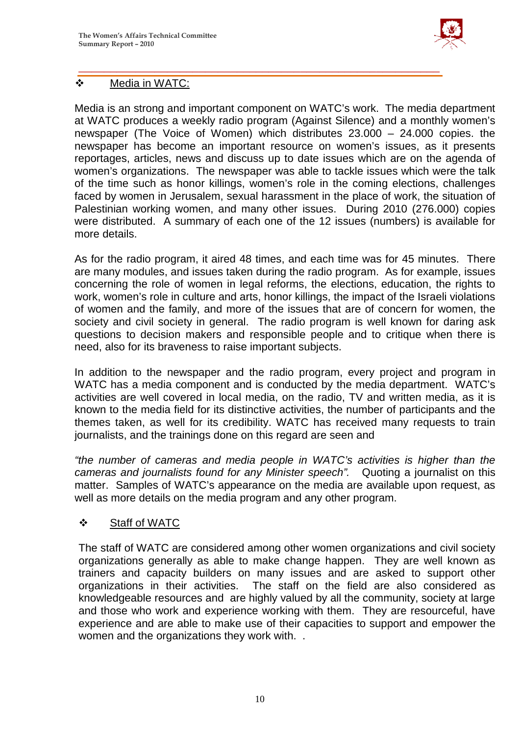## ❖ Media in WATC:

Media is an strong and important component on WATC's work. The media department at WATC produces a weekly radio program (Against Silence) and a monthly women's newspaper (The Voice of Women) which distributes 23.000 – 24.000 copies. the newspaper has become an important resource on women's issues, as it presents reportages, articles, news and discuss up to date issues which are on the agenda of women's organizations. The newspaper was able to tackle issues which were the talk of the time such as honor killings, women's role in the coming elections, challenges faced by women in Jerusalem, sexual harassment in the place of work, the situation of Palestinian working women, and many other issues. During 2010 (276.000) copies were distributed. A summary of each one of the 12 issues (numbers) is available for more details.

As for the radio program, it aired 48 times, and each time was for 45 minutes. There are many modules, and issues taken during the radio program. As for example, issues concerning the role of women in legal reforms, the elections, education, the rights to work, women's role in culture and arts, honor killings, the impact of the Israeli violations of women and the family, and more of the issues that are of concern for women, the society and civil society in general. The radio program is well known for daring ask questions to decision makers and responsible people and to critique when there is need, also for its braveness to raise important subjects.

In addition to the newspaper and the radio program, every project and program in WATC has a media component and is conducted by the media department. WATC's activities are well covered in local media, on the radio, TV and written media, as it is known to the media field for its distinctive activities, the number of participants and the themes taken, as well for its credibility. WATC has received many requests to train journalists, and the trainings done on this regard are seen and

*"the number of cameras and media people in WATC's activities is higher than the cameras and journalists found for any Minister speech".* Quoting a journalist on this matter. Samples of WATC's appearance on the media are available upon request, as well as more details on the media program and any other program.

## ❖ Staff of WATC

The staff of WATC are considered among other women organizations and civil society organizations generally as able to make change happen. They are well known as trainers and capacity builders on many issues and are asked to support other organizations in their activities. The staff on the field are also considered as knowledgeable resources and are highly valued by all the community, society at large and those who work and experience working with them. They are resourceful, have experience and are able to make use of their capacities to support and empower the women and the organizations they work with. .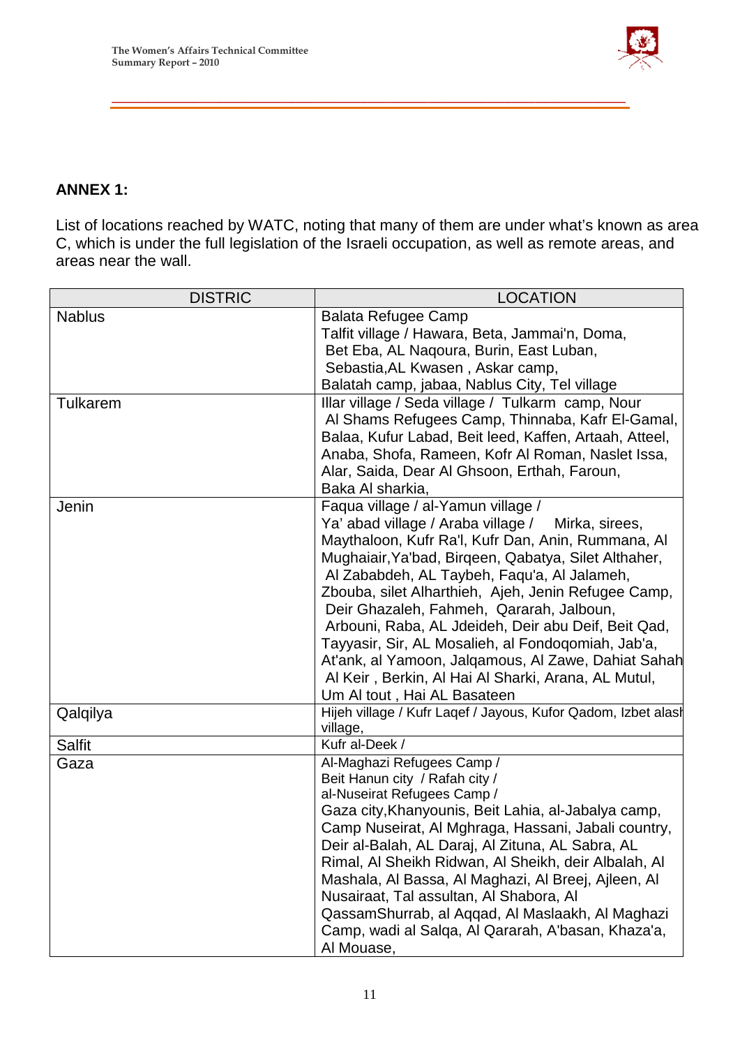**ANNEX 1:**

List of locations reached by WATC, noting that many of them are under what's known as area C, which is under the full legislation of the Israeli occupation, as well as remote areas, and areas near the wall.

| DISTRIC | LOCATION |
|---|---|
| Nablus | Balata Refugee Camp Talfit village / Hawara, Beta, Jammai'n, Doma, Bet Eba, AL Naqoura, Burin, East Luban, Sebastia,AL Kwasen , Askar camp, Balatah camp, jabaa, Nablus City, Tel village |
| Tulkarem | Illar village / Seda village / Tulkarm camp, Nour Al Shams Refugees Camp, Thinnaba, Kafr El-Gamal, Balaa, Kufur Labad, Beit leed, Kaffen, Artaah, Atteel, Anaba, Shofa, Rameen, Kofr Al Roman, Naslet Issa, Alar, Saida, Dear Al Ghsoon, Erthah, Faroun, Baka Al sharkia, |
| Jenin | Faqua village / al-Yamun village / Ya' abad village / Araba village / Mirka, sirees, Maythaloon, Kufr Ra'l, Kufr Dan, Anin, Rummana, Al Mughaiair,Ya'bad, Birqeen, Qabatya, Silet Althaher, Al Zababdeh, AL Taybeh, Faqu'a, Al Jalameh, Zbouba, silet Alharthieh, Ajeh, Jenin Refugee Camp, Deir Ghazaleh, Fahmeh, Qararah, Jalboun, Arbouni, Raba, AL Jdeideh, Deir abu Deif, Beit Qad, Tayyasir, Sir, AL Mosalieh, al Fondoqomiah, Jab'a, At'ank, al Yamoon, Jalqamous, Al Zawe, Dahiat Sahah Al Keir , Berkin, Al Hai Al Sharki, Arana, AL Mutul, Um Al tout , Hai AL Basateen |
| Qalqilya | Hijeh village / Kufr Laqef / Jayous, Kufor Qadom, Izbet alash village, |
| Salfit | Kufr al-Deek / |
| Gaza | Al-Maghazi Refugees Camp / Beit Hanun city / Rafah city / al-Nuseirat Refugees Camp / Gaza city,Khanyounis, Beit Lahia, al-Jabalya camp, Camp Nuseirat, Al Mghraga, Hassani, Jabali country, Deir al-Balah, AL Daraj, Al Zituna, AL Sabra, AL Rimal, Al Sheikh Ridwan, Al Sheikh, deir Albalah, Al Mashala, Al Bassa, Al Maghazi, Al Breej, Ajleen, Al Nusairaat, Tal assultan, Al Shabora, Al QassamShurrab, al Aqqad, Al Maslaakh, Al Maghazi Camp, wadi al Salqa, Al Qararah, A'basan, Khaza'a, Al Mouase, |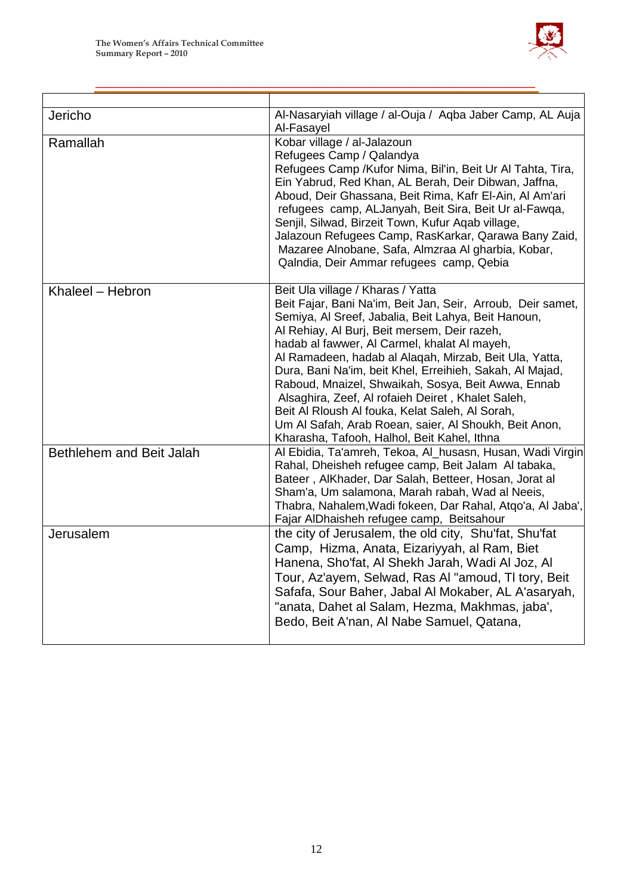| | |
|---|---|
| Jericho | Al-Nasaryiah village / al-Ouja / Aqba Jaber Camp, AL Auja Al-Fasayel |
| Ramallah | Kobar village / al-Jalazoun Refugees Camp / Qalandya Refugees Camp /Kufor Nima, Bil'in, Beit Ur Al Tahta, Tira, Ein Yabrud, Red Khan, AL Berah, Deir Dibwan, Jaffna, Aboud, Deir Ghassana, Beit Rima, Kafr El-Ain, Al Am'ari refugees camp, ALJanyah, Beit Sira, Beit Ur al-Fawqa, Senjil, Silwad, Birzeit Town, Kufur Aqab village, Jalazoun Refugees Camp, RasKarkar, Qarawa Bany Zaid, Mazaree Alnobane, Safa, Almzraa Al gharbia, Kobar, Qalndia, Deir Ammar refugees camp, Qebia |
| Khaleel – Hebron | Beit Ula village / Kharas / Yatta Beit Fajar, Bani Na'im, Beit Jan, Seir, Arroub, Deir samet, Semiya, Al Sreef, Jabalia, Beit Lahya, Beit Hanoun, Al Rehiay, Al Burj, Beit mersem, Deir razeh, hadab al fawwer, Al Carmel, khalat Al mayeh, Al Ramadeen, hadab al Alaqah, Mirzab, Beit Ula, Yatta, Dura, Bani Na'im, beit Khel, Erreihieh, Sakah, Al Majad, Raboud, Mnaizel, Shwaikah, Sosya, Beit Awwa, Ennab Alsaghira, Zeef, Al rofaieh Deiret , Khalet Saleh, Beit Al Rloush Al fouka, Kelat Saleh, Al Sorah, Um Al Safah, Arab Roean, saier, Al Shoukh, Beit Anon, Kharasha, Tafooh, Halhol, Beit Kahel, Ithna |
| Bethlehem and Beit Jalah | Al Ebidia, Ta'amreh, Tekoa, Al_husasn, Husan, Wadi Virgin Rahal, Dheisheh refugee camp, Beit Jalam Al tabaka, Bateer , AlKhader, Dar Salah, Betteer, Hosan, Jorat al Sham'a, Um salamona, Marah rabah, Wad al Neeis, Thabra, Nahalem,Wadi fokeen, Dar Rahal, Atqo'a, Al Jaba', Fajar AlDhaisheh refugee camp, Beitsahour |
| Jerusalem | the city of Jerusalem, the old city, Shu'fat, Shu'fat Camp, Hizma, Anata, Eizariyyah, al Ram, Biet Hanena, Sho'fat, Al Shekh Jarah, Wadi Al Joz, Al Tour, Az'ayem, Selwad, Ras Al "amoud, Tl tory, Beit Safafa, Sour Baher, Jabal Al Mokaber, AL A'asaryah, "anata, Dahet al Salam, Hezma, Makhmas, jaba', Bedo, Beit A'nan, Al Nabe Samuel, Qatana, |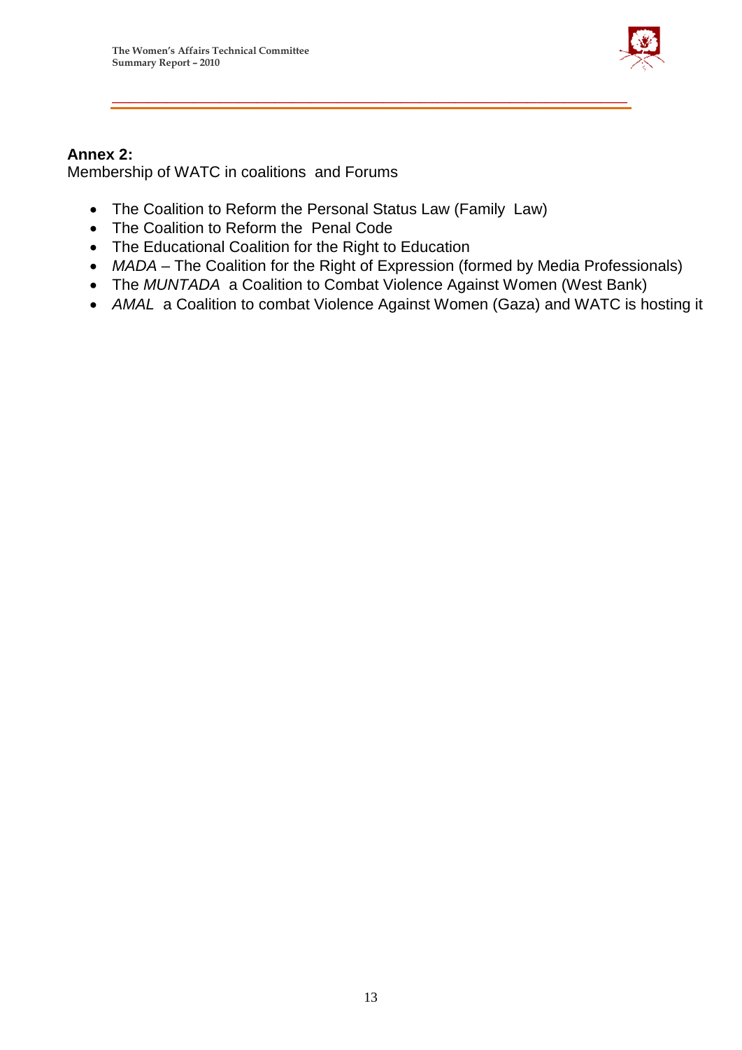**Annex 2:**
Membership of WATC in coalitions and Forums

- The Coalition to Reform the Personal Status Law (Family Law)
- The Coalition to Reform the Penal Code
- The Educational Coalition for the Right to Education
- *MADA* – The Coalition for the Right of Expression (formed by Media Professionals)
- The *MUNTADA* a Coalition to Combat Violence Against Women (West Bank)
- *AMAL* a Coalition to combat Violence Against Women (Gaza) and WATC is hosting it